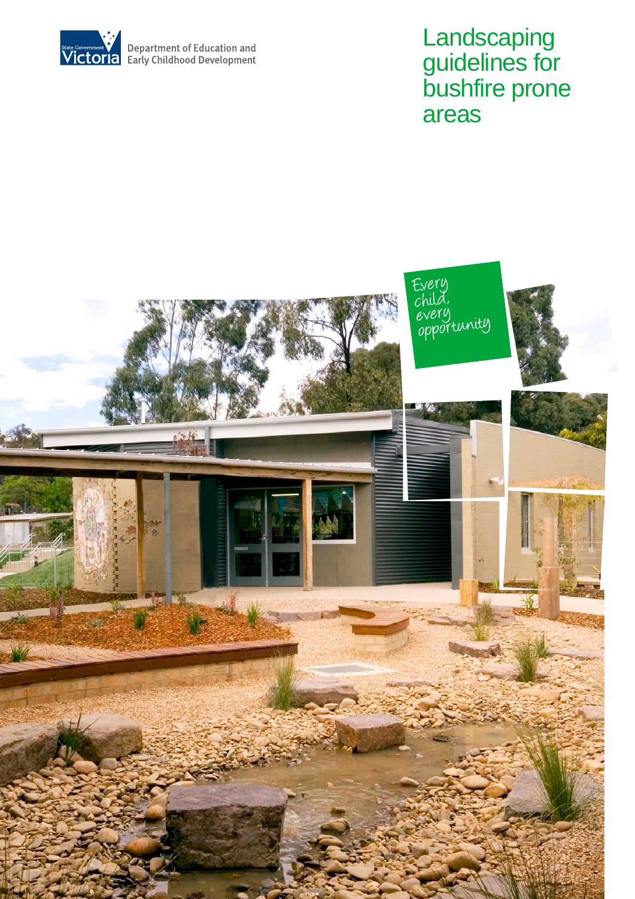State Government Victoria

Department of Education and Early Childhood Development

# Landscaping guidelines for bushfire prone areas

Every child, every opportunity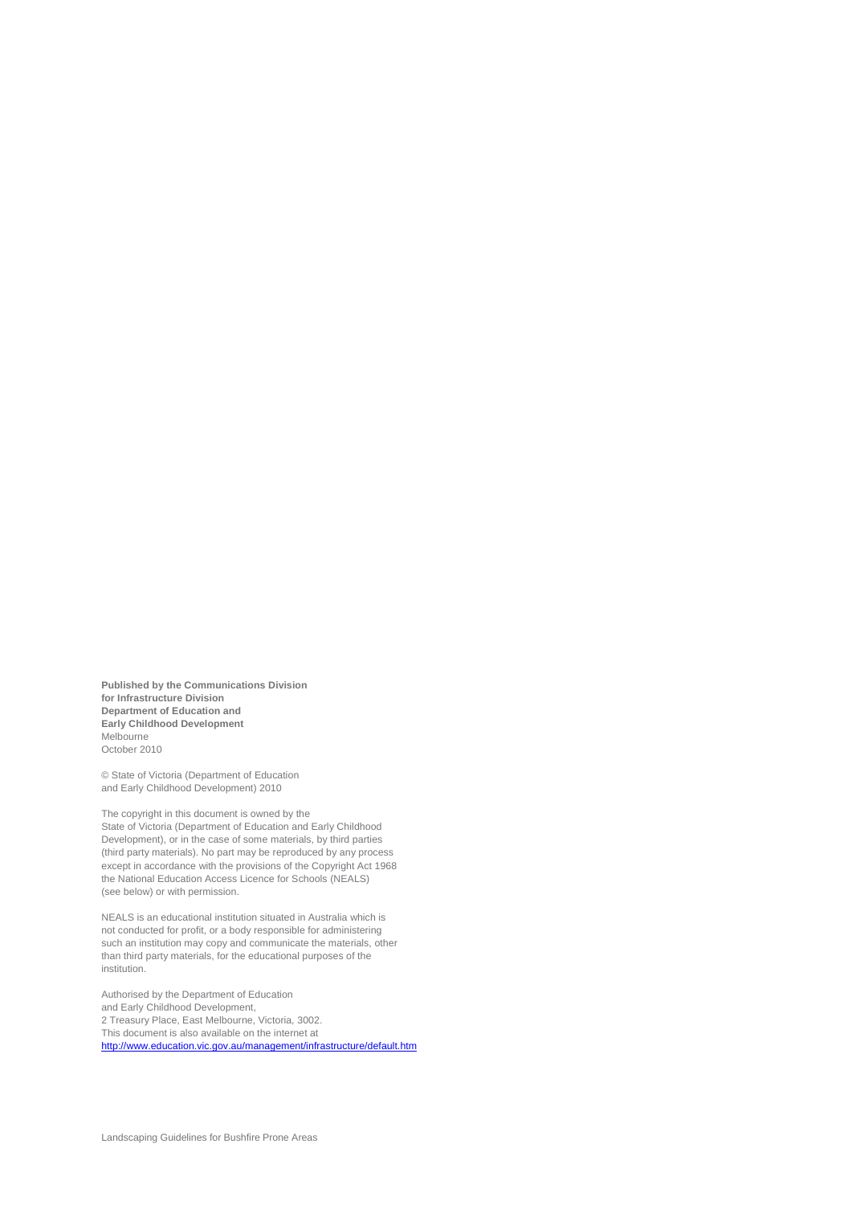**Published by the Communications Division for Infrastructure Division Department of Education and Early Childhood Development**
Melbourne
October 2010

© State of Victoria (Department of Education and Early Childhood Development) 2010

The copyright in this document is owned by the State of Victoria (Department of Education and Early Childhood Development), or in the case of some materials, by third parties (third party materials). No part may be reproduced by any process except in accordance with the provisions of the Copyright Act 1968 the National Education Access Licence for Schools (NEALS) (see below) or with permission.

NEALS is an educational institution situated in Australia which is not conducted for profit, or a body responsible for administering such an institution may copy and communicate the materials, other than third party materials, for the educational purposes of the institution.

Authorised by the Department of Education and Early Childhood Development,
2 Treasury Place, East Melbourne, Victoria, 3002.
This document is also available on the internet at
http://www.education.vic.gov.au/management/infrastructure/default.htm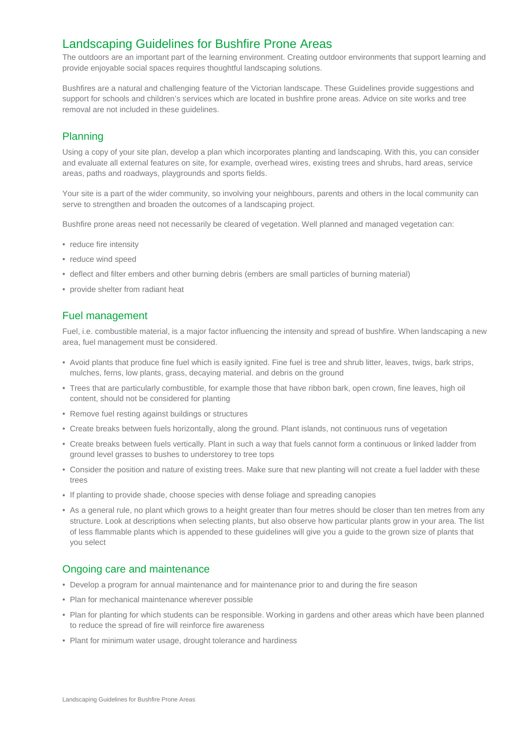# Landscaping Guidelines for Bushfire Prone Areas

The outdoors are an important part of the learning environment. Creating outdoor environments that support learning and provide enjoyable social spaces requires thoughtful landscaping solutions.

Bushfires are a natural and challenging feature of the Victorian landscape. These Guidelines provide suggestions and support for schools and children's services which are located in bushfire prone areas. Advice on site works and tree removal are not included in these guidelines.

## Planning

Using a copy of your site plan, develop a plan which incorporates planting and landscaping. With this, you can consider and evaluate all external features on site, for example, overhead wires, existing trees and shrubs, hard areas, service areas, paths and roadways, playgrounds and sports fields.

Your site is a part of the wider community, so involving your neighbours, parents and others in the local community can serve to strengthen and broaden the outcomes of a landscaping project.

Bushfire prone areas need not necessarily be cleared of vegetation. Well planned and managed vegetation can:

- reduce fire intensity
- reduce wind speed
- deflect and filter embers and other burning debris (embers are small particles of burning material)
- provide shelter from radiant heat

## Fuel management

Fuel, i.e. combustible material, is a major factor influencing the intensity and spread of bushfire. When landscaping a new area, fuel management must be considered.

- Avoid plants that produce fine fuel which is easily ignited. Fine fuel is tree and shrub litter, leaves, twigs, bark strips, mulches, ferns, low plants, grass, decaying material. and debris on the ground
- Trees that are particularly combustible, for example those that have ribbon bark, open crown, fine leaves, high oil content, should not be considered for planting
- Remove fuel resting against buildings or structures
- Create breaks between fuels horizontally, along the ground. Plant islands, not continuous runs of vegetation
- Create breaks between fuels vertically. Plant in such a way that fuels cannot form a continuous or linked ladder from ground level grasses to bushes to understorey to tree tops
- Consider the position and nature of existing trees. Make sure that new planting will not create a fuel ladder with these trees
- If planting to provide shade, choose species with dense foliage and spreading canopies
- As a general rule, no plant which grows to a height greater than four metres should be closer than ten metres from any structure. Look at descriptions when selecting plants, but also observe how particular plants grow in your area. The list of less flammable plants which is appended to these guidelines will give you a guide to the grown size of plants that you select

## Ongoing care and maintenance

- Develop a program for annual maintenance and for maintenance prior to and during the fire season
- Plan for mechanical maintenance wherever possible
- Plan for planting for which students can be responsible. Working in gardens and other areas which have been planned to reduce the spread of fire will reinforce fire awareness
- Plant for minimum water usage, drought tolerance and hardiness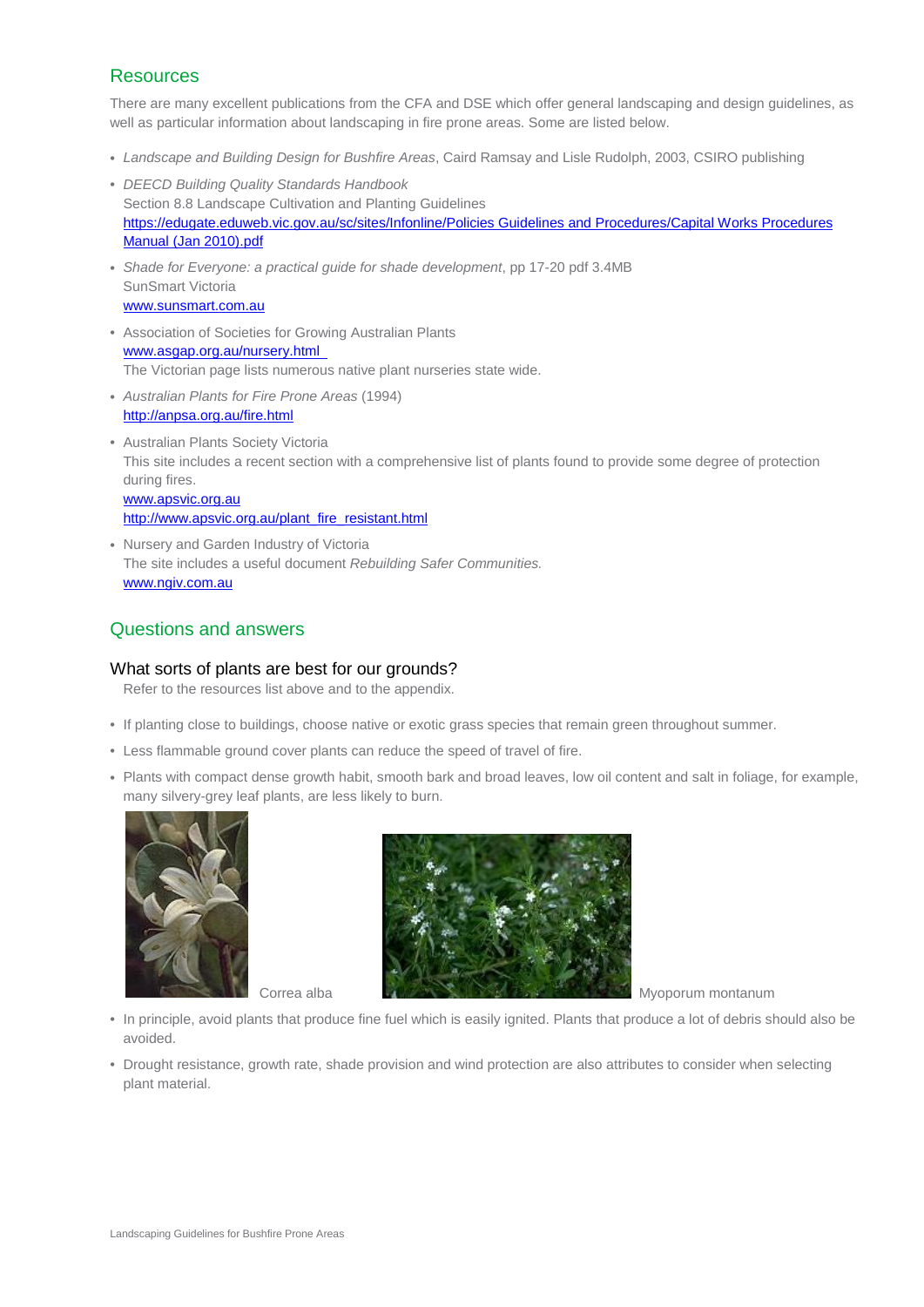## Resources

There are many excellent publications from the CFA and DSE which offer general landscaping and design guidelines, as well as particular information about landscaping in fire prone areas. Some are listed below.

- *Landscape and Building Design for Bushfire Areas*, Caird Ramsay and Lisle Rudolph, 2003, CSIRO publishing
- *DEECD Building Quality Standards Handbook*
  Section 8.8 Landscape Cultivation and Planting Guidelines
  https://edugate.eduweb.vic.gov.au/sc/sites/Infonline/Policies Guidelines and Procedures/Capital Works Procedures Manual (Jan 2010).pdf
- *Shade for Everyone: a practical guide for shade development*, pp 17-20 pdf 3.4MB
  SunSmart Victoria
  www.sunsmart.com.au
- Association of Societies for Growing Australian Plants
  www.asgap.org.au/nursery.html
  The Victorian page lists numerous native plant nurseries state wide.
- *Australian Plants for Fire Prone Areas* (1994)
  http://anpsa.org.au/fire.html
- Australian Plants Society Victoria
  This site includes a recent section with a comprehensive list of plants found to provide some degree of protection during fires.
  www.apsvic.org.au
  http://www.apsvic.org.au/plant_fire_resistant.html
- Nursery and Garden Industry of Victoria
  The site includes a useful document *Rebuilding Safer Communities.*
  www.ngiv.com.au

## Questions and answers

### What sorts of plants are best for our grounds?

Refer to the resources list above and to the appendix.

- If planting close to buildings, choose native or exotic grass species that remain green throughout summer.
- Less flammable ground cover plants can reduce the speed of travel of fire.
- Plants with compact dense growth habit, smooth bark and broad leaves, low oil content and salt in foliage, for example, many silvery-grey leaf plants, are less likely to burn.

Correa alba

Myoporum montanum

- In principle, avoid plants that produce fine fuel which is easily ignited. Plants that produce a lot of debris should also be avoided.
- Drought resistance, growth rate, shade provision and wind protection are also attributes to consider when selecting plant material.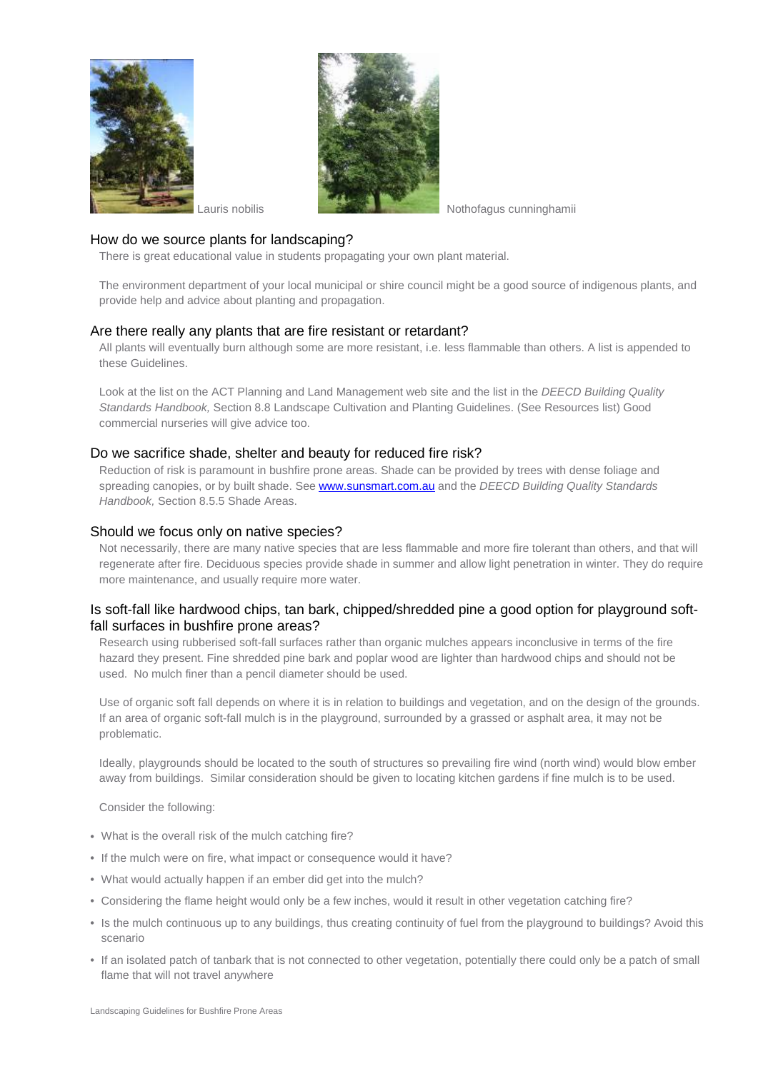Lauris nobilis

Nothofagus cunninghamii

## How do we source plants for landscaping?

There is great educational value in students propagating your own plant material.

The environment department of your local municipal or shire council might be a good source of indigenous plants, and provide help and advice about planting and propagation.

## Are there really any plants that are fire resistant or retardant?

All plants will eventually burn although some are more resistant, i.e. less flammable than others. A list is appended to these Guidelines.

Look at the list on the ACT Planning and Land Management web site and the list in the *DEECD Building Quality Standards Handbook,* Section 8.8 Landscape Cultivation and Planting Guidelines. (See Resources list) Good commercial nurseries will give advice too.

## Do we sacrifice shade, shelter and beauty for reduced fire risk?

Reduction of risk is paramount in bushfire prone areas. Shade can be provided by trees with dense foliage and spreading canopies, or by built shade. See [www.sunsmart.com.au](http://www.sunsmart.com.au) and the *DEECD Building Quality Standards Handbook,* Section 8.5.5 Shade Areas.

## Should we focus only on native species?

Not necessarily, there are many native species that are less flammable and more fire tolerant than others, and that will regenerate after fire. Deciduous species provide shade in summer and allow light penetration in winter. They do require more maintenance, and usually require more water.

## Is soft-fall like hardwood chips, tan bark, chipped/shredded pine a good option for playground soft-fall surfaces in bushfire prone areas?

Research using rubberised soft-fall surfaces rather than organic mulches appears inconclusive in terms of the fire hazard they present. Fine shredded pine bark and poplar wood are lighter than hardwood chips and should not be used. No mulch finer than a pencil diameter should be used.

Use of organic soft fall depends on where it is in relation to buildings and vegetation, and on the design of the grounds. If an area of organic soft-fall mulch is in the playground, surrounded by a grassed or asphalt area, it may not be problematic.

Ideally, playgrounds should be located to the south of structures so prevailing fire wind (north wind) would blow ember away from buildings. Similar consideration should be given to locating kitchen gardens if fine mulch is to be used.

Consider the following:

- What is the overall risk of the mulch catching fire?
- If the mulch were on fire, what impact or consequence would it have?
- What would actually happen if an ember did get into the mulch?
- Considering the flame height would only be a few inches, would it result in other vegetation catching fire?
- Is the mulch continuous up to any buildings, thus creating continuity of fuel from the playground to buildings? Avoid this scenario
- If an isolated patch of tanbark that is not connected to other vegetation, potentially there could only be a patch of small flame that will not travel anywhere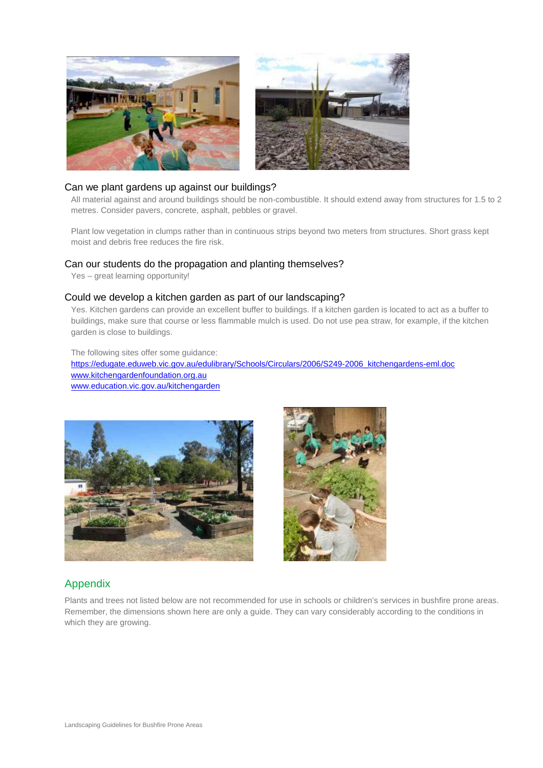### Can we plant gardens up against our buildings?

All material against and around buildings should be non-combustible. It should extend away from structures for 1.5 to 2 metres. Consider pavers, concrete, asphalt, pebbles or gravel.

Plant low vegetation in clumps rather than in continuous strips beyond two meters from structures. Short grass kept moist and debris free reduces the fire risk.

### Can our students do the propagation and planting themselves?

Yes – great learning opportunity!

### Could we develop a kitchen garden as part of our landscaping?

Yes. Kitchen gardens can provide an excellent buffer to buildings. If a kitchen garden is located to act as a buffer to buildings, make sure that course or less flammable mulch is used. Do not use pea straw, for example, if the kitchen garden is close to buildings.

The following sites offer some guidance:
[https://edugate.eduweb.vic.gov.au/edulibrary/Schools/Circulars/2006/S249-2006_kitchengardens-eml.doc](https://edugate.eduweb.vic.gov.au/edulibrary/Schools/Circulars/2006/S249-2006_kitchengardens-eml.doc)
[www.kitchengardenfoundation.org.au](http://www.kitchengardenfoundation.org.au)
[www.education.vic.gov.au/kitchengarden](http://www.education.vic.gov.au/kitchengarden)

## Appendix

Plants and trees not listed below are not recommended for use in schools or children's services in bushfire prone areas. Remember, the dimensions shown here are only a guide. They can vary considerably according to the conditions in which they are growing.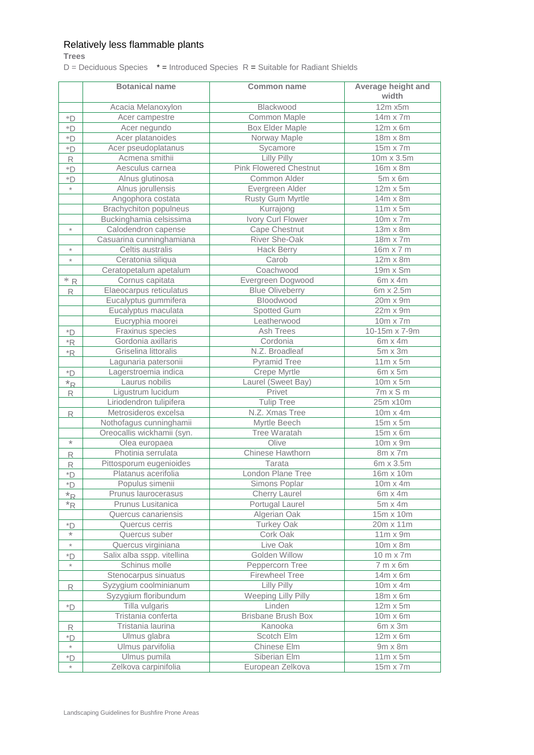# Relatively less flammable plants

**Trees**

D = Deciduous Species * = Introduced Species R = Suitable for Radiant Shields

| | Botanical name | Common name | Average height and width |
|---|---|---|---|
| | Acacia Melanoxylon | Blackwood | 12m x5m |
| *D | Acer campestre | Common Maple | 14m x 7m |
| *D | Acer negundo | Box Elder Maple | 12m x 6m |
| *D | Acer platanoides | Norway Maple | 18m x 8m |
| *D | Acer pseudoplatanus | Sycamore | 15m x 7m |
| R | Acmena smithii | Lilly Pilly | 10m x 3.5m |
| *D | Aesculus carnea | Pink Flowered Chestnut | 16m x 8m |
| *D | Alnus glutinosa | Common Alder | 5m x 6m |
| * | Alnus jorullensis | Evergreen Alder | 12m x 5m |
| | Angophora costata | Rusty Gum Myrtle | 14m x 8m |
| | Brachychiton populneus | Kurrajong | 11m x 5m |
| | Buckinghamia celsissima | Ivory Curl Flower | 10m x 7m |
| * | Calodendron capense | Cape Chestnut | 13m x 8m |
| | Casuarina cunninghamiana | River She-Oak | 18m x 7m |
| * | Celtis australis | Hack Berry | 16m x 7 m |
| * | Ceratonia siliqua | Carob | 12m x 8m |
| | Ceratopetalum apetalum | Coachwood | 19m x Sm |
| * R | Cornus capitata | Evergreen Dogwood | 6m x 4m |
| R | Elaeocarpus reticulatus | Blue Oliveberry | 6m x 2.5m |
| | Eucalyptus gummifera | Bloodwood | 20m x 9m |
| | Eucalyptus maculata | Spotted Gum | 22m x 9m |
| | Eucryphia moorei | Leatherwood | 10m x 7m |
| *D | Fraxinus species | Ash Trees | 10-15m x 7-9m |
| *R | Gordonia axillaris | Cordonia | 6m x 4m |
| *R | Griselina littoralis | N.Z. Broadleaf | 5m x 3m |
| | Lagunaria patersonii | Pyramid Tree | 11m x 5m |
| *D | Lagerstroemia indica | Crepe Myrtle | 6m x 5m |
| *R | Laurus nobilis | Laurel (Sweet Bay) | 10m x 5m |
| R | Ligustrum lucidum | Privet | 7m x S m |
| | Liriodendron tulipifera | Tulip Tree | 25m x10m |
| R | Metrosideros excelsa | N.Z. Xmas Tree | 10m x 4m |
| | Nothofagus cunninghamii | Myrtle Beech | 15m x 5m |
| | Oreocallis wickhamii (syn. | Tree Waratah | 15m x 6m |
| * | Olea europaea | Olive | 10m x 9m |
| R | Photinia serrulata | Chinese Hawthorn | 8m x 7m |
| R | Pittosporum eugenioides | Tarata | 6m x 3.5m |
| *D | Platanus acerifolia | London Plane Tree | 16m x 10m |
| *D | Populus simenii | Simons Poplar | 10m x 4m |
| *R | Prunus laurocerasus | Cherry Laurel | 6m x 4m |
| *R | Prunus Lusitanica | Portugal Laurel | 5m x 4m |
| | Quercus canariensis | Algerian Oak | 15m x 10m |
| *D | Quercus cerris | Turkey Oak | 20m x 11m |
| * | Quercus suber | Cork Oak | 11m x 9m |
| * | Quercus virginiana | Live Oak | 10m x 8m |
| *D | Salix alba sspp. vitellina | Golden Willow | 10 m x 7m |
| * | Schinus molle | Peppercorn Tree | 7 m x 6m |
| | Stenocarpus sinuatus | Firewheel Tree | 14m x 6m |
| R | Syzygium coolminianum | Lilly Pilly | 10m x 4m |
| | Syzygium floribundum | Weeping Lilly Pilly | 18m x 6m |
| *D | Tilla vulgaris | Linden | 12m x 5m |
| | Tristania conferta | Brisbane Brush Box | 10m x 6m |
| R | Tristania laurina | Kanooka | 6m x 3m |
| *D | Ulmus glabra | Scotch Elm | 12m x 6m |
| * | Ulmus parvifolia | Chinese Elm | 9m x 8m |
| *D | Ulmus pumila | Siberian Elm | 11m x 5m |
| * | Zelkova carpinifolia | European Zelkova | 15m x 7m |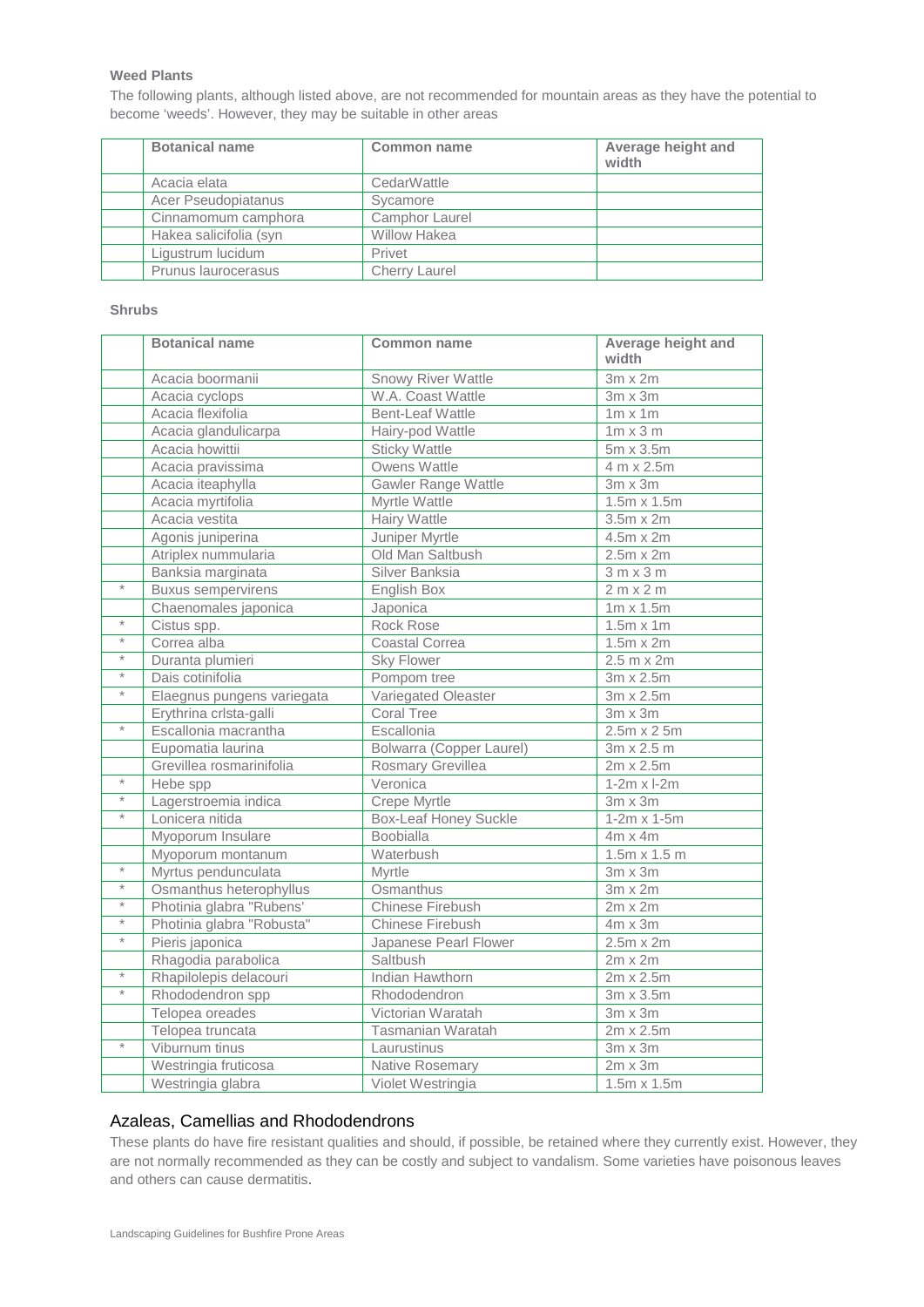**Weed Plants**

The following plants, although listed above, are not recommended for mountain areas as they have the potential to become 'weeds'. However, they may be suitable in other areas

| | Botanical name | Common name | Average height and width |
|---|---|---|---|
| | Acacia elata | CedarWattle | |
| | Acer Pseudopiatanus | Sycamore | |
| | Cinnamomum camphora | Camphor Laurel | |
| | Hakea salicifolia (syn | Willow Hakea | |
| | Ligustrum lucidum | Privet | |
| | Prunus laurocerasus | Cherry Laurel | |

**Shrubs**

| | Botanical name | Common name | Average height and width |
|---|---|---|---|
| | Acacia boormanii | Snowy River Wattle | 3m x 2m |
| | Acacia cyclops | W.A. Coast Wattle | 3m x 3m |
| | Acacia flexifolia | Bent-Leaf Wattle | 1m x 1m |
| | Acacia glandulicarpa | Hairy-pod Wattle | 1m x 3 m |
| | Acacia howittii | Sticky Wattle | 5m x 3.5m |
| | Acacia pravissima | Owens Wattle | 4 m x 2.5m |
| | Acacia iteaphylla | Gawler Range Wattle | 3m x 3m |
| | Acacia myrtifolia | Myrtle Wattle | 1.5m x 1.5m |
| | Acacia vestita | Hairy Wattle | 3.5m x 2m |
| | Agonis juniperina | Juniper Myrtle | 4.5m x 2m |
| | Atriplex nummularia | Old Man Saltbush | 2.5m x 2m |
| | Banksia marginata | Silver Banksia | 3 m x 3 m |
| * | Buxus sempervirens | English Box | 2 m x 2 m |
| | Chaenomales japonica | Japonica | 1m x 1.5m |
| * | Cistus spp. | Rock Rose | 1.5m x 1m |
| * | Correa alba | Coastal Correa | 1.5m x 2m |
| * | Duranta plumieri | Sky Flower | 2.5 m x 2m |
| * | Dais cotinifolia | Pompom tree | 3m x 2.5m |
| * | Elaegnus pungens variegata | Variegated Oleaster | 3m x 2.5m |
| | Erythrina crlsta-galli | Coral Tree | 3m x 3m |
| * | Escallonia macrantha | Escallonia | 2.5m x 2 5m |
| | Eupomatia laurina | Bolwarra (Copper Laurel) | 3m x 2.5 m |
| | Grevillea rosmarinifolia | Rosmary Grevillea | 2m x 2.5m |
| * | Hebe spp | Veronica | 1-2m x l-2m |
| * | Lagerstroemia indica | Crepe Myrtle | 3m x 3m |
| * | Lonicera nitida | Box-Leaf Honey Suckle | 1-2m x 1-5m |
| | Myoporum Insulare | Boobialla | 4m x 4m |
| | Myoporum montanum | Waterbush | 1.5m x 1.5 m |
| * | Myrtus pendunculata | Myrtle | 3m x 3m |
| * | Osmanthus heterophyllus | Osmanthus | 3m x 2m |
| * | Photinia glabra "Rubens' | Chinese Firebush | 2m x 2m |
| * | Photinia glabra "Robusta" | Chinese Firebush | 4m x 3m |
| * | Pieris japonica | Japanese Pearl Flower | 2.5m x 2m |
| | Rhagodia parabolica | Saltbush | 2m x 2m |
| * | Rhapilolepis delacouri | Indian Hawthorn | 2m x 2.5m |
| * | Rhododendron spp | Rhododendron | 3m x 3.5m |
| | Telopea oreades | Victorian Waratah | 3m x 3m |
| | Telopea truncata | Tasmanian Waratah | 2m x 2.5m |
| * | Viburnum tinus | Laurustinus | 3m x 3m |
| | Westringia fruticosa | Native Rosemary | 2m x 3m |
| | Westringia glabra | Violet Westringia | 1.5m x 1.5m |

## Azaleas, Camellias and Rhododendrons

These plants do have fire resistant qualities and should, if possible, be retained where they currently exist. However, they are not normally recommended as they can be costly and subject to vandalism. Some varieties have poisonous leaves and others can cause dermatitis.